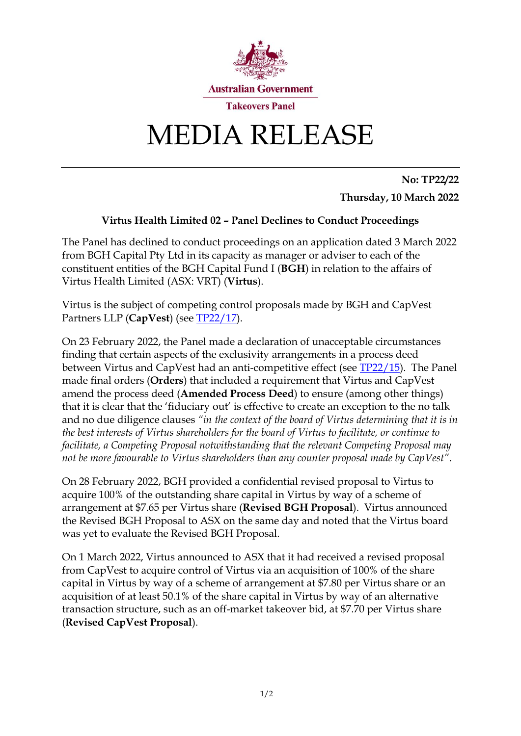Australian Government

Takeovers Panel

# MEDIA RELEASE

**No: TP22/22**

**Thursday, 10 March 2022**

## Virtus Health Limited 02 – Panel Declines to Conduct Proceedings

The Panel has declined to conduct proceedings on an application dated 3 March 2022 from BGH Capital Pty Ltd in its capacity as manager or adviser to each of the constituent entities of the BGH Capital Fund I (**BGH**) in relation to the affairs of Virtus Health Limited (ASX: VRT) (**Virtus**).

Virtus is the subject of competing control proposals made by BGH and CapVest Partners LLP (**CapVest**) (see TP22/17).

On 23 February 2022, the Panel made a declaration of unacceptable circumstances finding that certain aspects of the exclusivity arrangements in a process deed between Virtus and CapVest had an anti-competitive effect (see TP22/15). The Panel made final orders (**Orders**) that included a requirement that Virtus and CapVest amend the process deed (**Amended Process Deed**) to ensure (among other things) that it is clear that the 'fiduciary out' is effective to create an exception to the no talk and no due diligence clauses *"in the context of the board of Virtus determining that it is in the best interests of Virtus shareholders for the board of Virtus to facilitate, or continue to facilitate, a Competing Proposal notwithstanding that the relevant Competing Proposal may not be more favourable to Virtus shareholders than any counter proposal made by CapVest"*.

On 28 February 2022, BGH provided a confidential revised proposal to Virtus to acquire 100% of the outstanding share capital in Virtus by way of a scheme of arrangement at $7.65 per Virtus share (**Revised BGH Proposal**). Virtus announced the Revised BGH Proposal to ASX on the same day and noted that the Virtus board was yet to evaluate the Revised BGH Proposal.

On 1 March 2022, Virtus announced to ASX that it had received a revised proposal from CapVest to acquire control of Virtus via an acquisition of 100% of the share capital in Virtus by way of a scheme of arrangement at $7.80 per Virtus share or an acquisition of at least 50.1% of the share capital in Virtus by way of an alternative transaction structure, such as an off-market takeover bid, at $7.70 per Virtus share (**Revised CapVest Proposal**).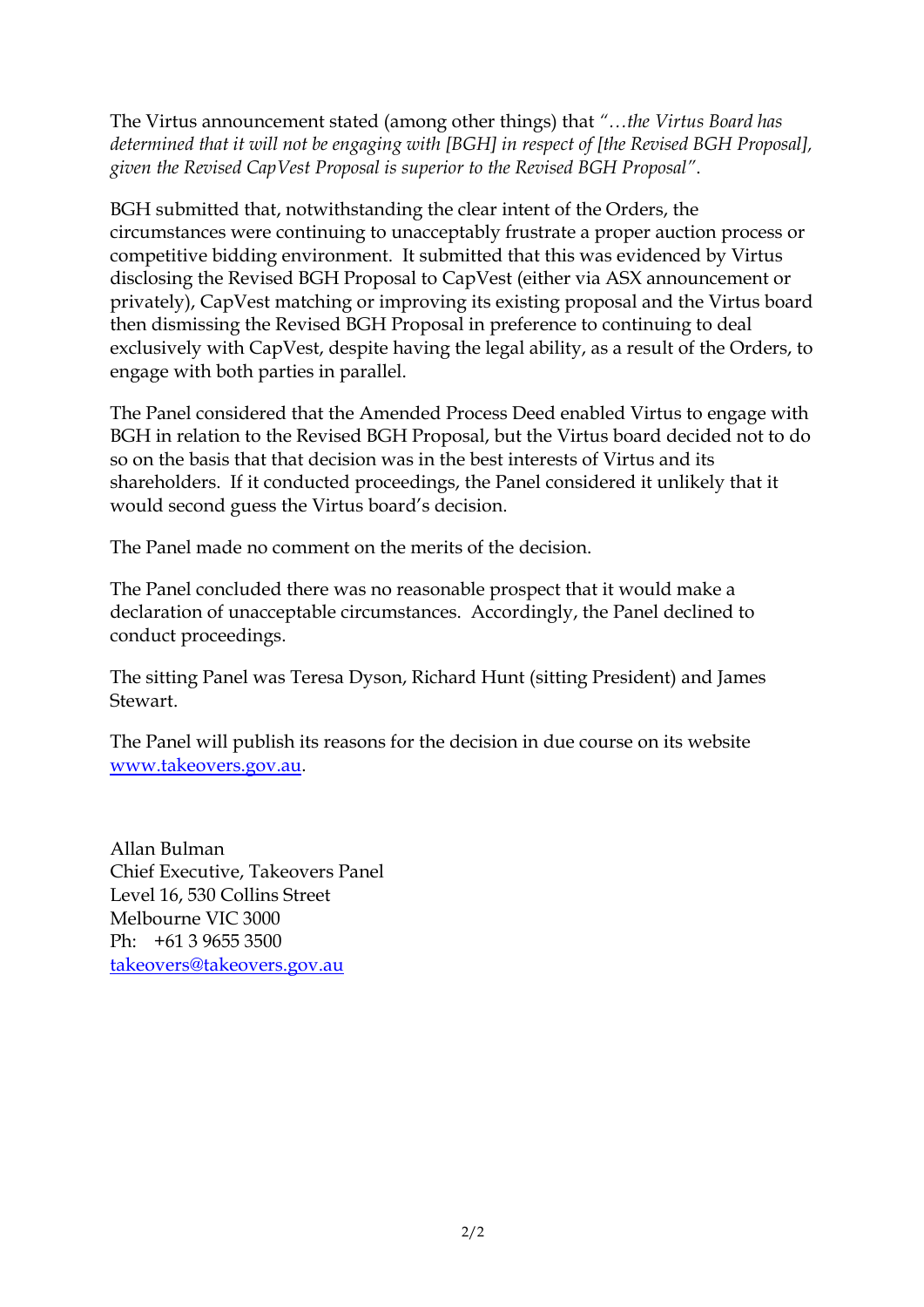The Virtus announcement stated (among other things) that *"…the Virtus Board has determined that it will not be engaging with [BGH] in respect of [the Revised BGH Proposal], given the Revised CapVest Proposal is superior to the Revised BGH Proposal"*.

BGH submitted that, notwithstanding the clear intent of the Orders, the circumstances were continuing to unacceptably frustrate a proper auction process or competitive bidding environment. It submitted that this was evidenced by Virtus disclosing the Revised BGH Proposal to CapVest (either via ASX announcement or privately), CapVest matching or improving its existing proposal and the Virtus board then dismissing the Revised BGH Proposal in preference to continuing to deal exclusively with CapVest, despite having the legal ability, as a result of the Orders, to engage with both parties in parallel.

The Panel considered that the Amended Process Deed enabled Virtus to engage with BGH in relation to the Revised BGH Proposal, but the Virtus board decided not to do so on the basis that that decision was in the best interests of Virtus and its shareholders. If it conducted proceedings, the Panel considered it unlikely that it would second guess the Virtus board's decision.

The Panel made no comment on the merits of the decision.

The Panel concluded there was no reasonable prospect that it would make a declaration of unacceptable circumstances. Accordingly, the Panel declined to conduct proceedings.

The sitting Panel was Teresa Dyson, Richard Hunt (sitting President) and James Stewart.

The Panel will publish its reasons for the decision in due course on its website [www.takeovers.gov.au](http://www.takeovers.gov.au).

Allan Bulman  
Chief Executive, Takeovers Panel  
Level 16, 530 Collins Street  
Melbourne VIC 3000  
Ph: +61 3 9655 3500  
[takeovers@takeovers.gov.au](mailto:takeovers@takeovers.gov.au)